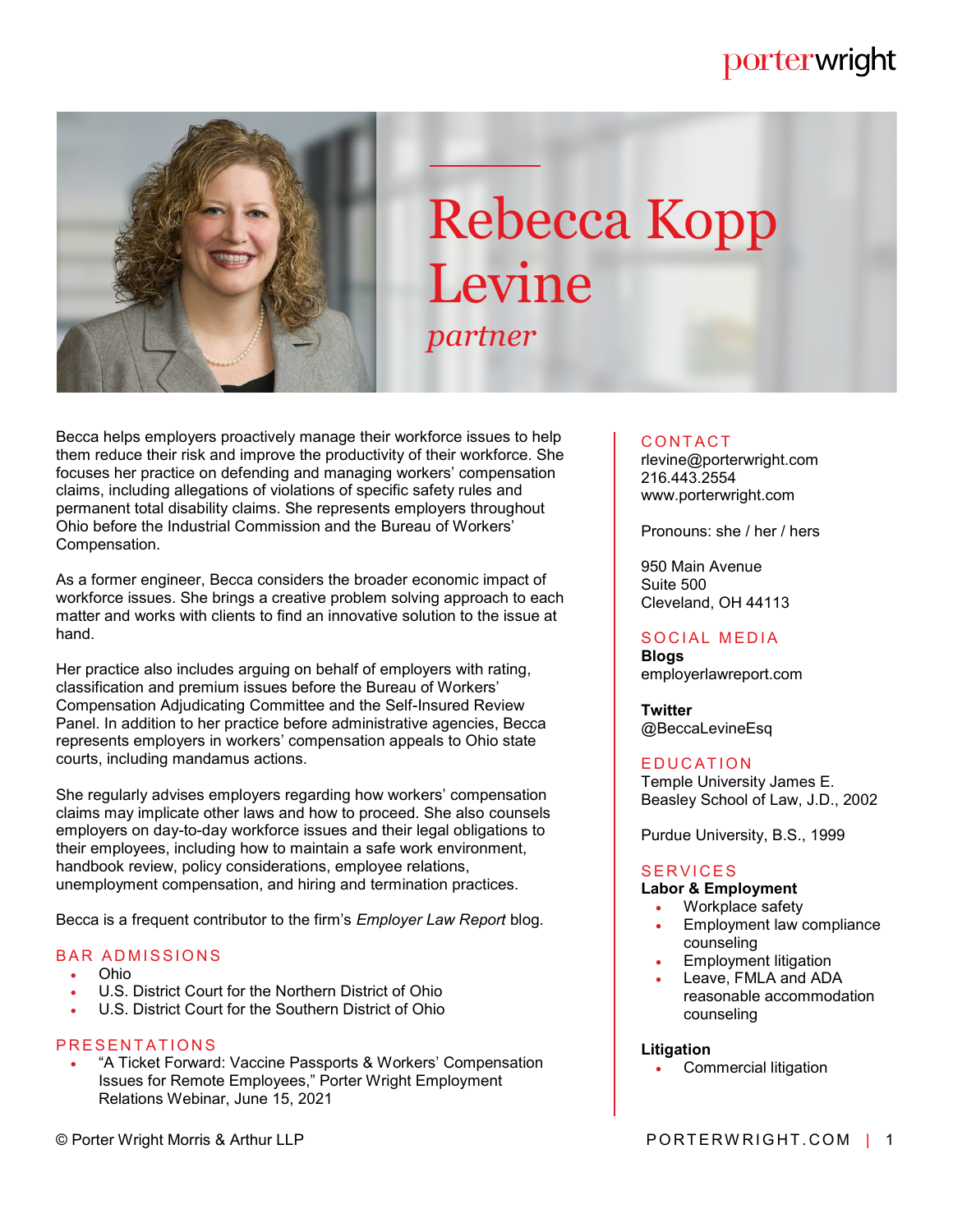# Rebecca Kopp Levine

*partner*

Becca helps employers proactively manage their workforce issues to help them reduce their risk and improve the productivity of their workforce. She focuses her practice on defending and managing workers' compensation claims, including allegations of violations of specific safety rules and permanent total disability claims. She represents employers throughout Ohio before the Industrial Commission and the Bureau of Workers' Compensation.

As a former engineer, Becca considers the broader economic impact of workforce issues. She brings a creative problem solving approach to each matter and works with clients to find an innovative solution to the issue at hand.

Her practice also includes arguing on behalf of employers with rating, classification and premium issues before the Bureau of Workers' Compensation Adjudicating Committee and the Self-Insured Review Panel. In addition to her practice before administrative agencies, Becca represents employers in workers' compensation appeals to Ohio state courts, including mandamus actions.

She regularly advises employers regarding how workers' compensation claims may implicate other laws and how to proceed. She also counsels employers on day-to-day workforce issues and their legal obligations to their employees, including how to maintain a safe work environment, handbook review, policy considerations, employee relations, unemployment compensation, and hiring and termination practices.

Becca is a frequent contributor to the firm's *Employer Law Report* blog.

## BAR ADMISSIONS

- Ohio
- U.S. District Court for the Northern District of Ohio
- U.S. District Court for the Southern District of Ohio

## PRESENTATIONS

- "A Ticket Forward: Vaccine Passports & Workers' Compensation Issues for Remote Employees," Porter Wright Employment Relations Webinar, June 15, 2021

## CONTACT

rlevine@porterwright.com
216.443.2554
www.porterwright.com

Pronouns: she / her / hers

950 Main Avenue
Suite 500
Cleveland, OH 44113

## SOCIAL MEDIA

**Blogs**
employerlawreport.com

**Twitter**
@BeccaLevineEsq

## EDUCATION

Temple University James E. Beasley School of Law, J.D., 2002

Purdue University, B.S., 1999

## SERVICES

**Labor & Employment**

- Workplace safety
- Employment law compliance counseling
- Employment litigation
- Leave, FMLA and ADA reasonable accommodation counseling

**Litigation**

- Commercial litigation

© Porter Wright Morris & Arthur LLP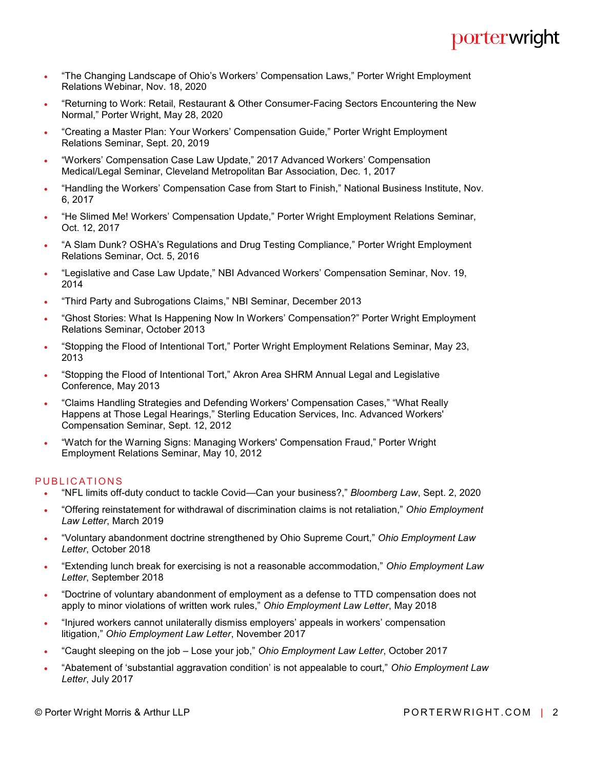- “The Changing Landscape of Ohio’s Workers’ Compensation Laws,” Porter Wright Employment Relations Webinar, Nov. 18, 2020
- “Returning to Work: Retail, Restaurant & Other Consumer-Facing Sectors Encountering the New Normal,” Porter Wright, May 28, 2020
- “Creating a Master Plan: Your Workers’ Compensation Guide,” Porter Wright Employment Relations Seminar, Sept. 20, 2019
- “Workers’ Compensation Case Law Update,” 2017 Advanced Workers’ Compensation Medical/Legal Seminar, Cleveland Metropolitan Bar Association, Dec. 1, 2017
- “Handling the Workers’ Compensation Case from Start to Finish,” National Business Institute, Nov. 6, 2017
- “He Slimed Me! Workers’ Compensation Update,” Porter Wright Employment Relations Seminar, Oct. 12, 2017
- “A Slam Dunk? OSHA’s Regulations and Drug Testing Compliance,” Porter Wright Employment Relations Seminar, Oct. 5, 2016
- “Legislative and Case Law Update,” NBI Advanced Workers’ Compensation Seminar, Nov. 19, 2014
- “Third Party and Subrogations Claims,” NBI Seminar, December 2013
- “Ghost Stories: What Is Happening Now In Workers’ Compensation?” Porter Wright Employment Relations Seminar, October 2013
- “Stopping the Flood of Intentional Tort,” Porter Wright Employment Relations Seminar, May 23, 2013
- “Stopping the Flood of Intentional Tort,” Akron Area SHRM Annual Legal and Legislative Conference, May 2013
- “Claims Handling Strategies and Defending Workers' Compensation Cases,” “What Really Happens at Those Legal Hearings,” Sterling Education Services, Inc. Advanced Workers' Compensation Seminar, Sept. 12, 2012
- “Watch for the Warning Signs: Managing Workers' Compensation Fraud,” Porter Wright Employment Relations Seminar, May 10, 2012

## PUBLICATIONS

- “NFL limits off-duty conduct to tackle Covid—Can your business?,” *Bloomberg Law*, Sept. 2, 2020
- “Offering reinstatement for withdrawal of discrimination claims is not retaliation,” *Ohio Employment Law Letter*, March 2019
- “Voluntary abandonment doctrine strengthened by Ohio Supreme Court,” *Ohio Employment Law Letter*, October 2018
- “Extending lunch break for exercising is not a reasonable accommodation,” *Ohio Employment Law Letter*, September 2018
- “Doctrine of voluntary abandonment of employment as a defense to TTD compensation does not apply to minor violations of written work rules,” *Ohio Employment Law Letter*, May 2018
- “Injured workers cannot unilaterally dismiss employers’ appeals in workers’ compensation litigation,” *Ohio Employment Law Letter*, November 2017
- “Caught sleeping on the job – Lose your job,” *Ohio Employment Law Letter*, October 2017
- “Abatement of ‘substantial aggravation condition’ is not appealable to court,” *Ohio Employment Law Letter*, July 2017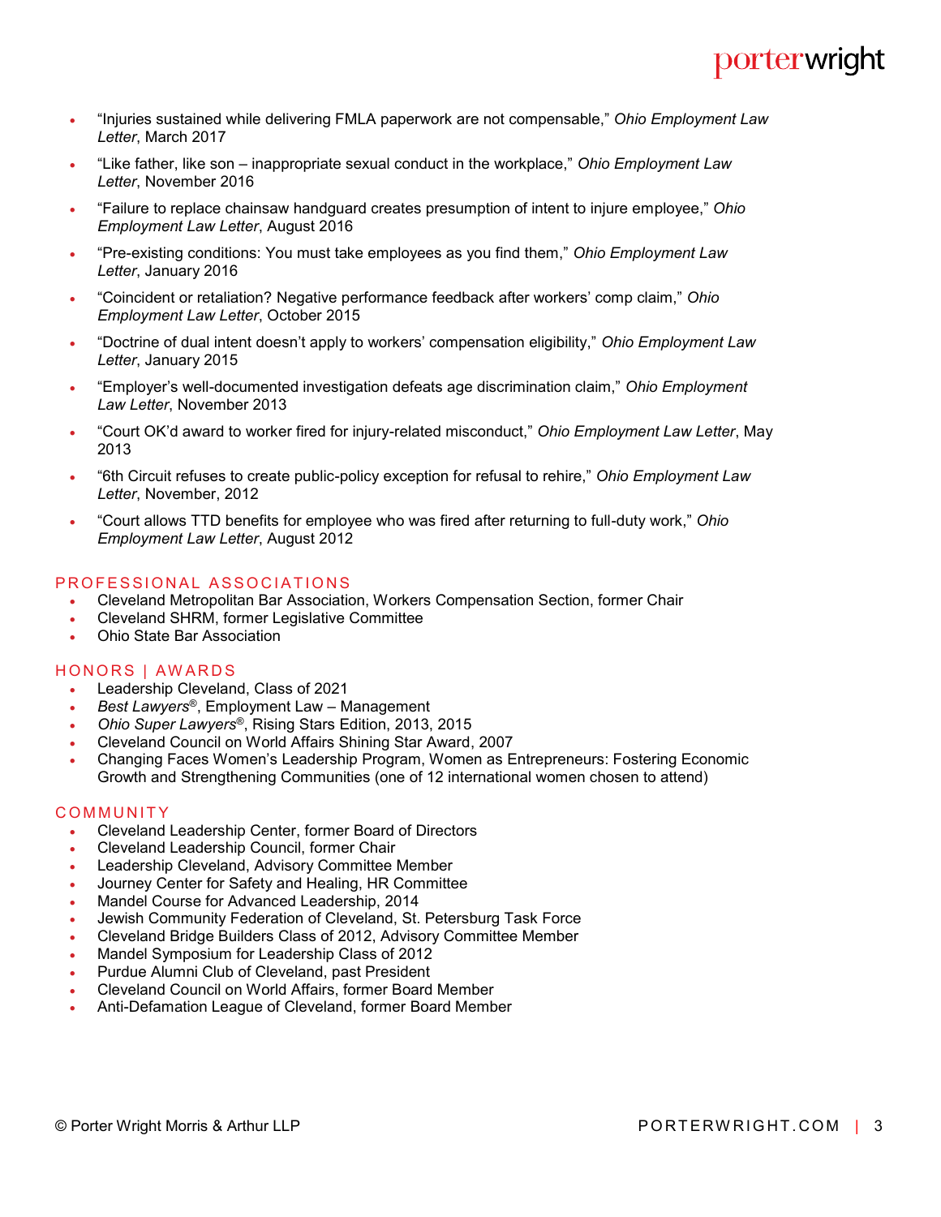- "Injuries sustained while delivering FMLA paperwork are not compensable," *Ohio Employment Law Letter*, March 2017
- "Like father, like son – inappropriate sexual conduct in the workplace," *Ohio Employment Law Letter*, November 2016
- "Failure to replace chainsaw handguard creates presumption of intent to injure employee," *Ohio Employment Law Letter*, August 2016
- "Pre-existing conditions: You must take employees as you find them," *Ohio Employment Law Letter*, January 2016
- "Coincident or retaliation? Negative performance feedback after workers' comp claim," *Ohio Employment Law Letter*, October 2015
- "Doctrine of dual intent doesn't apply to workers' compensation eligibility," *Ohio Employment Law Letter*, January 2015
- "Employer's well-documented investigation defeats age discrimination claim," *Ohio Employment Law Letter*, November 2013
- "Court OK'd award to worker fired for injury-related misconduct," *Ohio Employment Law Letter*, May 2013
- "6th Circuit refuses to create public-policy exception for refusal to rehire," *Ohio Employment Law Letter*, November, 2012
- "Court allows TTD benefits for employee who was fired after returning to full-duty work," *Ohio Employment Law Letter*, August 2012

## PROFESSIONAL ASSOCIATIONS

- Cleveland Metropolitan Bar Association, Workers Compensation Section, former Chair
- Cleveland SHRM, former Legislative Committee
- Ohio State Bar Association

## HONORS | AWARDS

- Leadership Cleveland, Class of 2021
- *Best Lawyers*®, Employment Law – Management
- *Ohio Super Lawyers*®, Rising Stars Edition, 2013, 2015
- Cleveland Council on World Affairs Shining Star Award, 2007
- Changing Faces Women's Leadership Program, Women as Entrepreneurs: Fostering Economic Growth and Strengthening Communities (one of 12 international women chosen to attend)

## COMMUNITY

- Cleveland Leadership Center, former Board of Directors
- Cleveland Leadership Council, former Chair
- Leadership Cleveland, Advisory Committee Member
- Journey Center for Safety and Healing, HR Committee
- Mandel Course for Advanced Leadership, 2014
- Jewish Community Federation of Cleveland, St. Petersburg Task Force
- Cleveland Bridge Builders Class of 2012, Advisory Committee Member
- Mandel Symposium for Leadership Class of 2012
- Purdue Alumni Club of Cleveland, past President
- Cleveland Council on World Affairs, former Board Member
- Anti-Defamation League of Cleveland, former Board Member